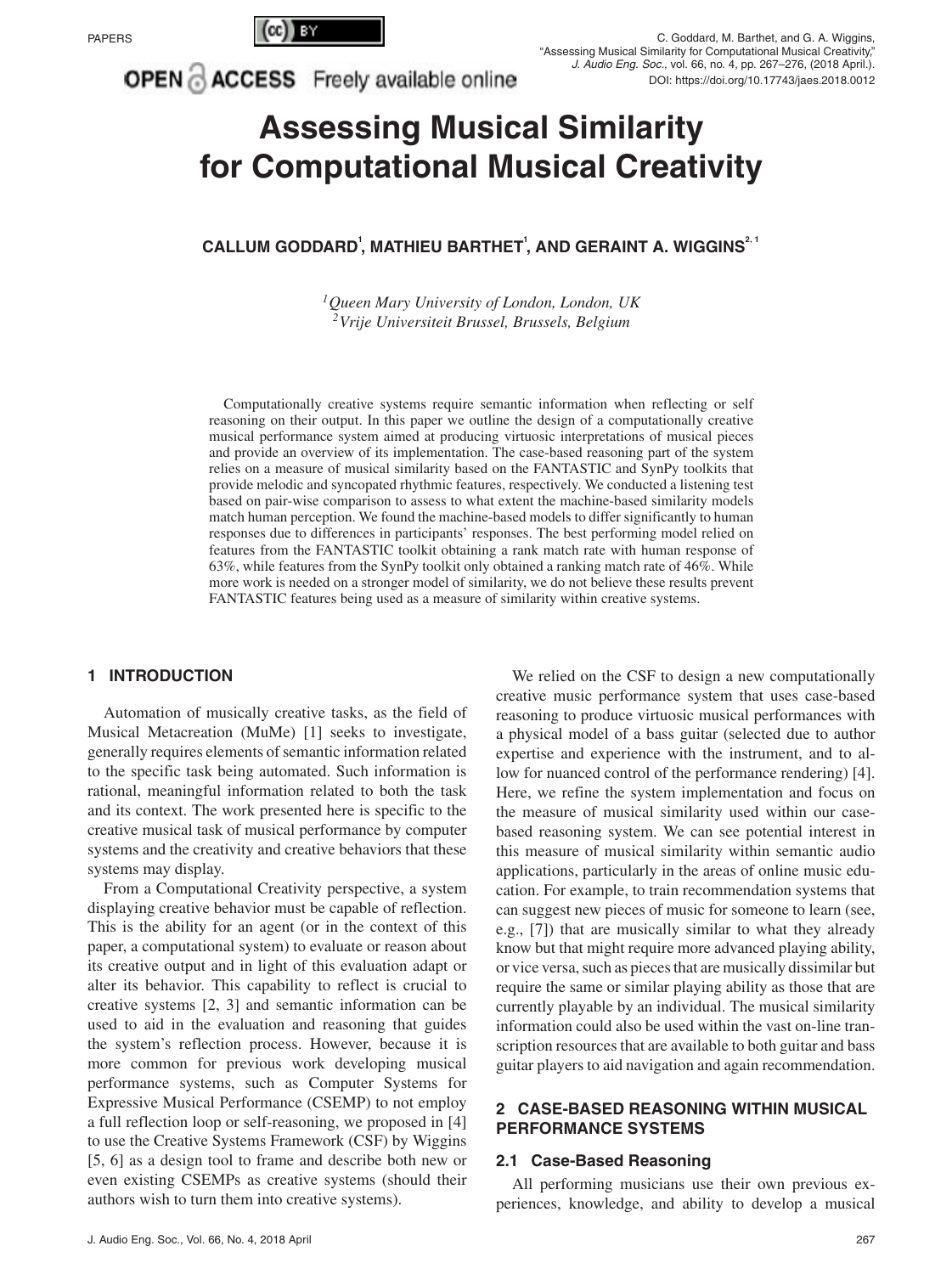# Assessing Musical Similarity for Computational Musical Creativity

**CALLUM GODDARD[1], MATHIEU BARTHET[1], AND GERAINT A. WIGGINS[2, 1]**

*[1]Queen Mary University of London, London, UK*
*[2]Vrije Universiteit Brussel, Brussels, Belgium*

Computationally creative systems require semantic information when reflecting or self reasoning on their output. In this paper we outline the design of a computationally creative musical performance system aimed at producing virtuosic interpretations of musical pieces and provide an overview of its implementation. The case-based reasoning part of the system relies on a measure of musical similarity based on the FANTASTIC and SynPy toolkits that provide melodic and syncopated rhythmic features, respectively. We conducted a listening test based on pair-wise comparison to assess to what extent the machine-based similarity models match human perception. We found the machine-based models to differ significantly to human responses due to differences in participants' responses. The best performing model relied on features from the FANTASTIC toolkit obtaining a rank match rate with human response of 63%, while features from the SynPy toolkit only obtained a ranking match rate of 46%. While more work is needed on a stronger model of similarity, we do not believe these results prevent FANTASTIC features being used as a measure of similarity within creative systems.

## 1 INTRODUCTION

Automation of musically creative tasks, as the field of Musical Metacreation (MuMe) [1] seeks to investigate, generally requires elements of semantic information related to the specific task being automated. Such information is rational, meaningful information related to both the task and its context. The work presented here is specific to the creative musical task of musical performance by computer systems and the creativity and creative behaviors that these systems may display.

From a Computational Creativity perspective, a system displaying creative behavior must be capable of reflection. This is the ability for an agent (or in the context of this paper, a computational system) to evaluate or reason about its creative output and in light of this evaluation adapt or alter its behavior. This capability to reflect is crucial to creative systems [2, 3] and semantic information can be used to aid in the evaluation and reasoning that guides the system's reflection process. However, because it is more common for previous work developing musical performance systems, such as Computer Systems for Expressive Musical Performance (CSEMP) to not employ a full reflection loop or self-reasoning, we proposed in [4] to use the Creative Systems Framework (CSF) by Wiggins [5, 6] as a design tool to frame and describe both new or even existing CSEMPs as creative systems (should their authors wish to turn them into creative systems).

We relied on the CSF to design a new computationally creative music performance system that uses case-based reasoning to produce virtuosic musical performances with a physical model of a bass guitar (selected due to author expertise and experience with the instrument, and to allow for nuanced control of the performance rendering) [4]. Here, we refine the system implementation and focus on the measure of musical similarity used within our case-based reasoning system. We can see potential interest in this measure of musical similarity within semantic audio applications, particularly in the areas of online music education. For example, to train recommendation systems that can suggest new pieces of music for someone to learn (see, e.g., [7]) that are musically similar to what they already know but that might require more advanced playing ability, or vice versa, such as pieces that are musically dissimilar but require the same or similar playing ability as those that are currently playable by an individual. The musical similarity information could also be used within the vast on-line transcription resources that are available to both guitar and bass guitar players to aid navigation and again recommendation.

## 2 CASE-BASED REASONING WITHIN MUSICAL PERFORMANCE SYSTEMS

### 2.1 Case-Based Reasoning

All performing musicians use their own previous experiences, knowledge, and ability to develop a musical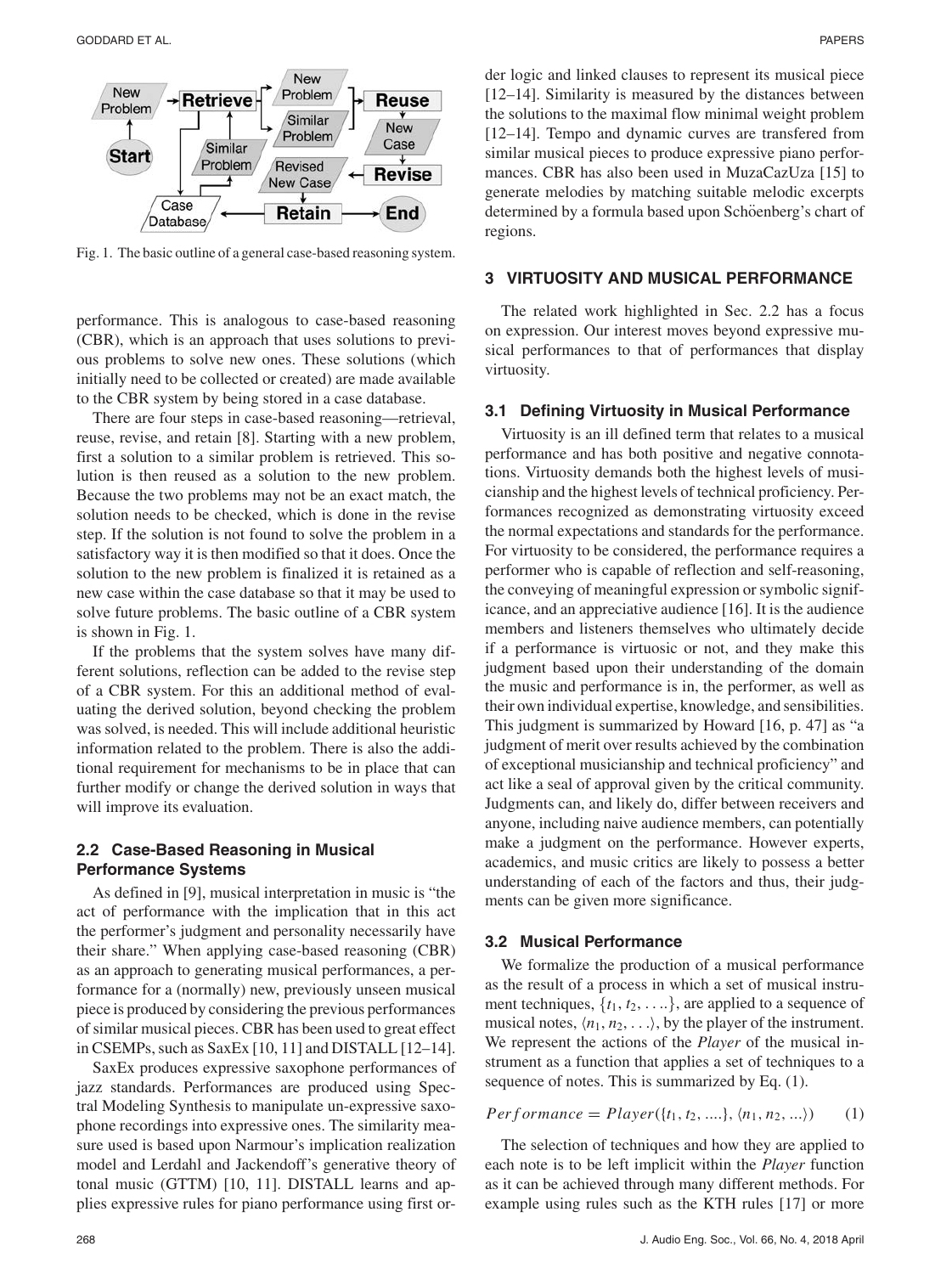New Problem

Start

Retrieve

Similar Problem

New Problem

Similar Problem

Reuse

New Case

Revise

Revised New Case

Retain

End

Case Database

Fig. 1. The basic outline of a general case-based reasoning system.

performance. This is analogous to case-based reasoning (CBR), which is an approach that uses solutions to previous problems to solve new ones. These solutions (which initially need to be collected or created) are made available to the CBR system by being stored in a case database.

There are four steps in case-based reasoning—retrieval, reuse, revise, and retain [8]. Starting with a new problem, first a solution to a similar problem is retrieved. This solution is then reused as a solution to the new problem. Because the two problems may not be an exact match, the solution needs to be checked, which is done in the revise step. If the solution is not found to solve the problem in a satisfactory way it is then modified so that it does. Once the solution to the new problem is finalized it is retained as a new case within the case database so that it may be used to solve future problems. The basic outline of a CBR system is shown in Fig. 1.

If the problems that the system solves have many different solutions, reflection can be added to the revise step of a CBR system. For this an additional method of evaluating the derived solution, beyond checking the problem was solved, is needed. This will include additional heuristic information related to the problem. There is also the additional requirement for mechanisms to be in place that can further modify or change the derived solution in ways that will improve its evaluation.

### 2.2 Case-Based Reasoning in Musical Performance Systems

As defined in [9], musical interpretation in music is "the act of performance with the implication that in this act the performer's judgment and personality necessarily have their share." When applying case-based reasoning (CBR) as an approach to generating musical performances, a performance for a (normally) new, previously unseen musical piece is produced by considering the previous performances of similar musical pieces. CBR has been used to great effect in CSEMPs, such as SaxEx [10, 11] and DISTALL [12–14].

SaxEx produces expressive saxophone performances of jazz standards. Performances are produced using Spectral Modeling Synthesis to manipulate un-expressive saxophone recordings into expressive ones. The similarity measure used is based upon Narmour's implication realization model and Lerdahl and Jackendoff's generative theory of tonal music (GTTM) [10, 11]. DISTALL learns and applies expressive rules for piano performance using first order logic and linked clauses to represent its musical piece [12–14]. Similarity is measured by the distances between the solutions to the maximal flow minimal weight problem [12–14]. Tempo and dynamic curves are transfered from similar musical pieces to produce expressive piano performances. CBR has also been used in MuzaCazUza [15] to generate melodies by matching suitable melodic excerpts determined by a formula based upon Schöenberg's chart of regions.

## 3 VIRTUOSITY AND MUSICAL PERFORMANCE

The related work highlighted in Sec. 2.2 has a focus on expression. Our interest moves beyond expressive musical performances to that of performances that display virtuosity.

### 3.1 Defining Virtuosity in Musical Performance

Virtuosity is an ill defined term that relates to a musical performance and has both positive and negative connotations. Virtuosity demands both the highest levels of musicianship and the highest levels of technical proficiency. Performances recognized as demonstrating virtuosity exceed the normal expectations and standards for the performance. For virtuosity to be considered, the performance requires a performer who is capable of reflection and self-reasoning, the conveying of meaningful expression or symbolic significance, and an appreciative audience [16]. It is the audience members and listeners themselves who ultimately decide if a performance is virtuosic or not, and they make this judgment based upon their understanding of the domain the music and performance is in, the performer, as well as their own individual expertise, knowledge, and sensibilities. This judgment is summarized by Howard [16, p. 47] as "a judgment of merit over results achieved by the combination of exceptional musicianship and technical proficiency" and act like a seal of approval given by the critical community. Judgments can, and likely do, differ between receivers and anyone, including naive audience members, can potentially make a judgment on the performance. However experts, academics, and music critics are likely to possess a better understanding of each of the factors and thus, their judgments can be given more significance.

### 3.2 Musical Performance

We formalize the production of a musical performance as the result of a process in which a set of musical instrument techniques, $\{t_1, t_2, \ldots.\}$, are applied to a sequence of musical notes, $\langle n_1, n_2, \ldots \rangle$, by the player of the instrument. We represent the actions of the *Player* of the musical instrument as a function that applies a set of techniques to a sequence of notes. This is summarized by Eq. (1).

$$Performance = Player(\{t_1, t_2, ....\}, \langle n_1, n_2, ...\rangle) \qquad (1)$$

The selection of techniques and how they are applied to each note is to be left implicit within the *Player* function as it can be achieved through many different methods. For example using rules such as the KTH rules [17] or more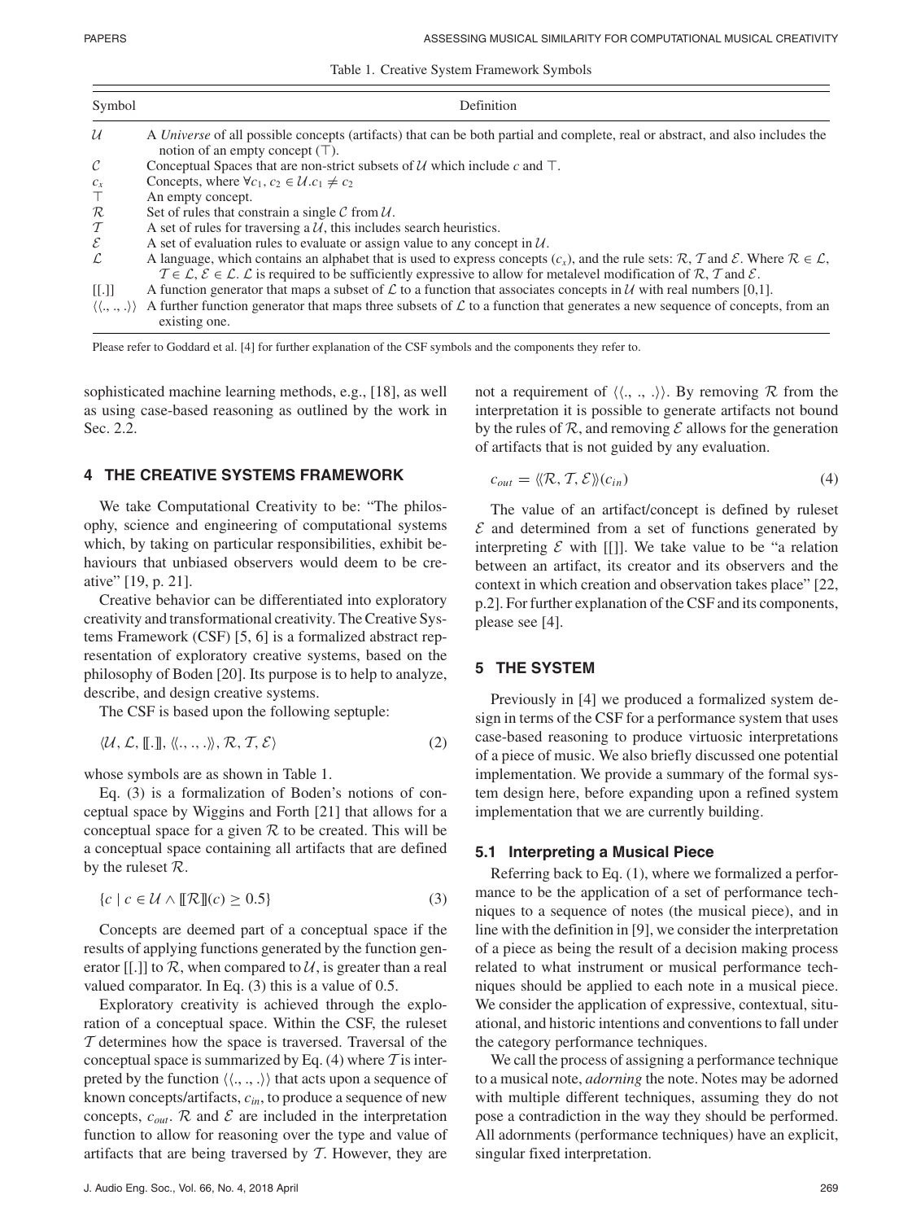Table 1. Creative System Framework Symbols

| Symbol | Definition |
|---|---|
| $\mathcal{U}$ | A *Universe* of all possible concepts (artifacts) that can be both partial and complete, real or abstract, and also includes the notion of an empty concept ($\top$). |
| $\mathcal{C}$ | Conceptual Spaces that are non-strict subsets of $\mathcal{U}$ which include $c$ and $\top$. |
| $c_x$ | Concepts, where $\forall c_1, c_2 \in \mathcal{U}.c_1 \neq c_2$ |
| $\top$ | An empty concept. |
| $\mathcal{R}$ | Set of rules that constrain a single $\mathcal{C}$ from $\mathcal{U}$. |
| $\mathcal{T}$ | A set of rules for traversing a $\mathcal{U}$, this includes search heuristics. |
| $\mathcal{E}$ | A set of evaluation rules to evaluate or assign value to any concept in $\mathcal{U}$. |
| $\mathcal{L}$ | A language, which contains an alphabet that is used to express concepts ($c_x$), and the rule sets: $\mathcal{R}$, $\mathcal{T}$ and $\mathcal{E}$. Where $\mathcal{R} \in \mathcal{L}$, $\mathcal{T} \in \mathcal{L}$, $\mathcal{E} \in \mathcal{L}$. $\mathcal{L}$ is required to be sufficiently expressive to allow for metalevel modification of $\mathcal{R}$, $\mathcal{T}$ and $\mathcal{E}$. |
| $[[.]]$ | A function generator that maps a subset of $\mathcal{L}$ to a function that associates concepts in $\mathcal{U}$ with real numbers [0,1]. |
| $\langle\langle ., ., . \rangle\rangle$ | A further function generator that maps three subsets of $\mathcal{L}$ to a function that generates a new sequence of concepts, from an existing one. |

Please refer to Goddard et al. [4] for further explanation of the CSF symbols and the components they refer to.

sophisticated machine learning methods, e.g., [18], as well as using case-based reasoning as outlined by the work in Sec. 2.2.

## 4 THE CREATIVE SYSTEMS FRAMEWORK

We take Computational Creativity to be: "The philosophy, science and engineering of computational systems which, by taking on particular responsibilities, exhibit behaviours that unbiased observers would deem to be creative" [19, p. 21].

Creative behavior can be differentiated into exploratory creativity and transformational creativity. The Creative Systems Framework (CSF) [5, 6] is a formalized abstract representation of exploratory creative systems, based on the philosophy of Boden [20]. Its purpose is to help to analyze, describe, and design creative systems.

The CSF is based upon the following septuple:

$$\langle \mathcal{U}, \mathcal{L}, [\![.]\!], \langle\langle ., ., . \rangle\rangle, \mathcal{R}, \mathcal{T}, \mathcal{E} \rangle \tag{2}$$

whose symbols are as shown in Table 1.

Eq. (3) is a formalization of Boden's notions of conceptual space by Wiggins and Forth [21] that allows for a conceptual space for a given $\mathcal{R}$ to be created. This will be a conceptual space containing all artifacts that are defined by the ruleset $\mathcal{R}$.

$$\{c \mid c \in \mathcal{U} \wedge [\![\mathcal{R}]\!](c) \geq 0.5\} \tag{3}$$

Concepts are deemed part of a conceptual space if the results of applying functions generated by the function generator $[[.]]$ to $\mathcal{R}$, when compared to $\mathcal{U}$, is greater than a real valued comparator. In Eq. (3) this is a value of 0.5.

Exploratory creativity is achieved through the exploration of a conceptual space. Within the CSF, the ruleset $\mathcal{T}$ determines how the space is traversed. Traversal of the conceptual space is summarized by Eq. (4) where $\mathcal{T}$ is interpreted by the function $\langle\langle ., ., . \rangle\rangle$ that acts upon a sequence of known concepts/artifacts, $c_{in}$, to produce a sequence of new concepts, $c_{out}$. $\mathcal{R}$ and $\mathcal{E}$ are included in the interpretation function to allow for reasoning over the type and value of artifacts that are being traversed by $\mathcal{T}$. However, they are not a requirement of $\langle\langle ., ., . \rangle\rangle$. By removing $\mathcal{R}$ from the interpretation it is possible to generate artifacts not bound by the rules of $\mathcal{R}$, and removing $\mathcal{E}$ allows for the generation of artifacts that is not guided by any evaluation.

$$c_{out} = \langle\langle \mathcal{R}, \mathcal{T}, \mathcal{E} \rangle\rangle(c_{in}) \tag{4}$$

The value of an artifact/concept is defined by ruleset $\mathcal{E}$ and determined from a set of functions generated by interpreting $\mathcal{E}$ with $[[]]$. We take value to be "a relation between an artifact, its creator and its observers and the context in which creation and observation takes place" [22, p.2]. For further explanation of the CSF and its components, please see [4].

## 5 THE SYSTEM

Previously in [4] we produced a formalized system design in terms of the CSF for a performance system that uses case-based reasoning to produce virtuosic interpretations of a piece of music. We also briefly discussed one potential implementation. We provide a summary of the formal system design here, before expanding upon a refined system implementation that we are currently building.

### 5.1 Interpreting a Musical Piece

Referring back to Eq. (1), where we formalized a performance to be the application of a set of performance techniques to a sequence of notes (the musical piece), and in line with the definition in [9], we consider the interpretation of a piece as being the result of a decision making process related to what instrument or musical performance techniques should be applied to each note in a musical piece. We consider the application of expressive, contextual, situational, and historic intentions and conventions to fall under the category performance techniques.

We call the process of assigning a performance technique to a musical note, *adorning* the note. Notes may be adorned with multiple different techniques, assuming they do not pose a contradiction in the way they should be performed. All adornments (performance techniques) have an explicit, singular fixed interpretation.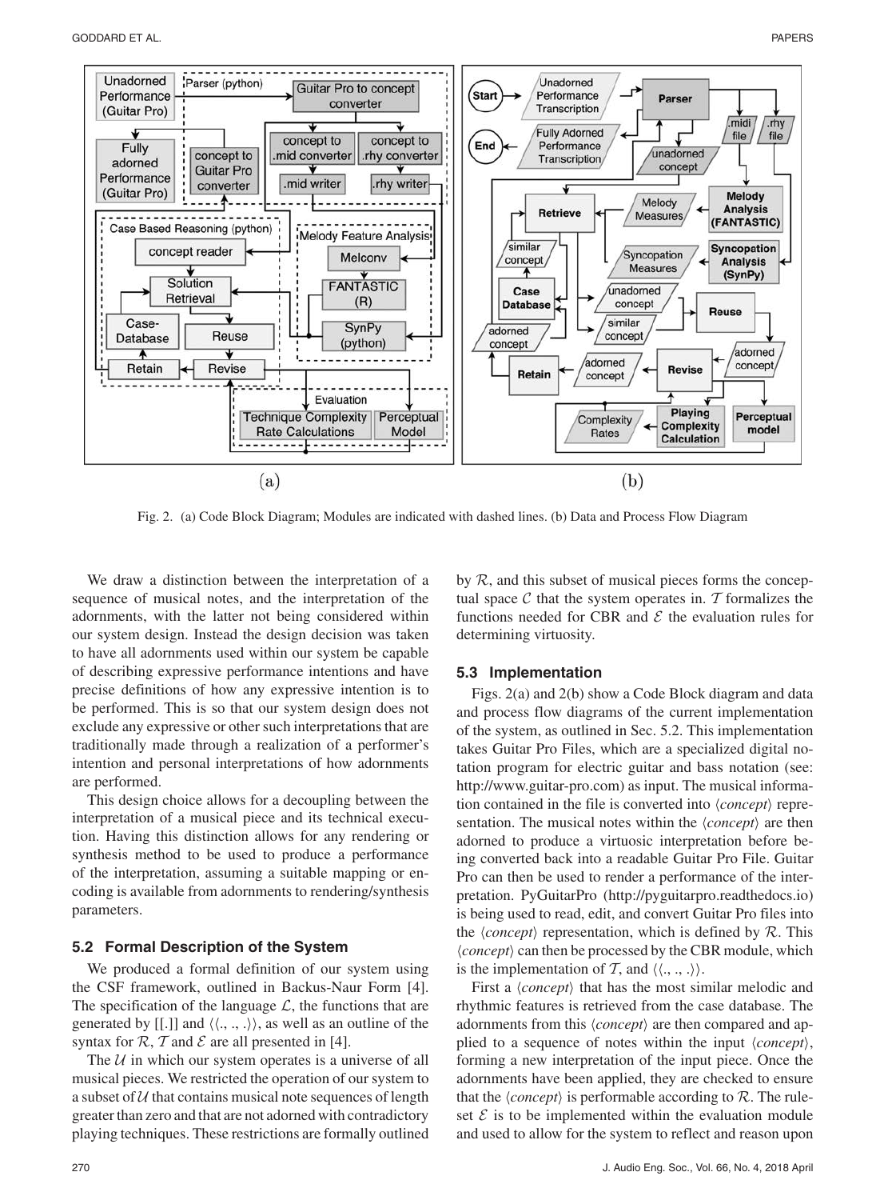Fig. 2. (a) Code Block Diagram; Modules are indicated with dashed lines. (b) Data and Process Flow Diagram

We draw a distinction between the interpretation of a sequence of musical notes, and the interpretation of the adornments, with the latter not being considered within our system design. Instead the design decision was taken to have all adornments used within our system be capable of describing expressive performance intentions and have precise definitions of how any expressive intention is to be performed. This is so that our system design does not exclude any expressive or other such interpretations that are traditionally made through a realization of a performer's intention and personal interpretations of how adornments are performed.

This design choice allows for a decoupling between the interpretation of a musical piece and its technical execution. Having this distinction allows for any rendering or synthesis method to be used to produce a performance of the interpretation, assuming a suitable mapping or encoding is available from adornments to rendering/synthesis parameters.

### 5.2 Formal Description of the System

We produced a formal definition of our system using the CSF framework, outlined in Backus-Naur Form [4]. The specification of the language $\mathcal{L}$, the functions that are generated by $[[.]]$ and $\langle\langle ., ., . \rangle\rangle$, as well as an outline of the syntax for $\mathcal{R}$, $\mathcal{T}$ and $\mathcal{E}$ are all presented in [4].

The $\mathcal{U}$ in which our system operates is a universe of all musical pieces. We restricted the operation of our system to a subset of $\mathcal{U}$ that contains musical note sequences of length greater than zero and that are not adorned with contradictory playing techniques. These restrictions are formally outlined by $\mathcal{R}$, and this subset of musical pieces forms the conceptual space $\mathcal{C}$ that the system operates in. $\mathcal{T}$ formalizes the functions needed for CBR and $\mathcal{E}$ the evaluation rules for determining virtuosity.

### 5.3 Implementation

Figs. 2(a) and 2(b) show a Code Block diagram and data and process flow diagrams of the current implementation of the system, as outlined in Sec. 5.2. This implementation takes Guitar Pro Files, which are a specialized digital notation program for electric guitar and bass notation (see: http://www.guitar-pro.com) as input. The musical information contained in the file is converted into ⟨*concept*⟩ representation. The musical notes within the ⟨*concept*⟩ are then adorned to produce a virtuosic interpretation before being converted back into a readable Guitar Pro File. Guitar Pro can then be used to render a performance of the interpretation. PyGuitarPro (http://pyguitarpro.readthedocs.io) is being used to read, edit, and convert Guitar Pro files into the ⟨*concept*⟩ representation, which is defined by $\mathcal{R}$. This ⟨*concept*⟩ can then be processed by the CBR module, which is the implementation of $\mathcal{T}$, and $\langle\langle ., ., . \rangle\rangle$.

First a ⟨*concept*⟩ that has the most similar melodic and rhythmic features is retrieved from the case database. The adornments from this ⟨*concept*⟩ are then compared and applied to a sequence of notes within the input ⟨*concept*⟩, forming a new interpretation of the input piece. Once the adornments have been applied, they are checked to ensure that the ⟨*concept*⟩ is performable according to $\mathcal{R}$. The ruleset $\mathcal{E}$ is to be implemented within the evaluation module and used to allow for the system to reflect and reason upon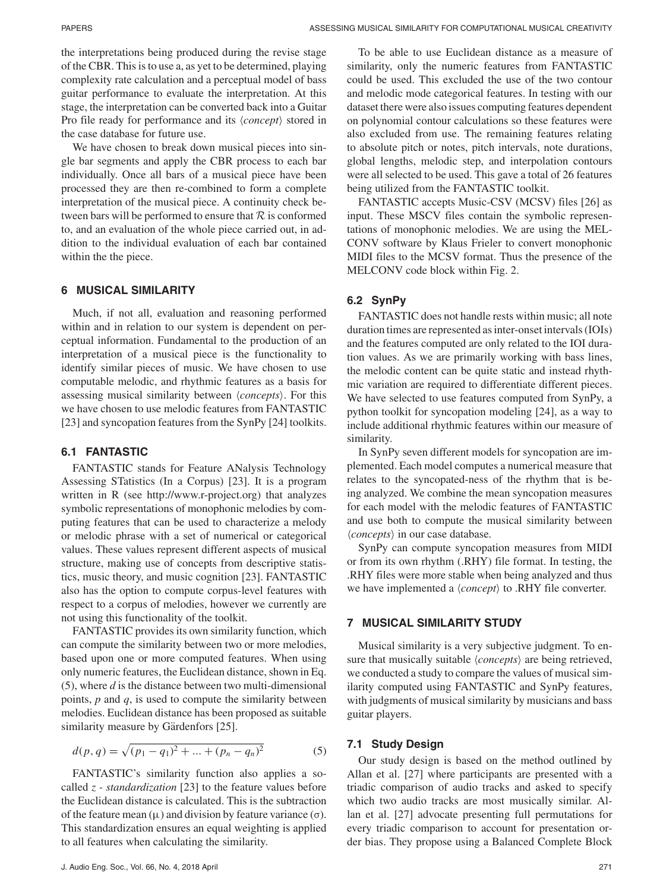the interpretations being produced during the revise stage of the CBR. This is to use a, as yet to be determined, playing complexity rate calculation and a perceptual model of bass guitar performance to evaluate the interpretation. At this stage, the interpretation can be converted back into a Guitar Pro file ready for performance and its ⟨*concept*⟩ stored in the case database for future use.

We have chosen to break down musical pieces into single bar segments and apply the CBR process to each bar individually. Once all bars of a musical piece have been processed they are then re-combined to form a complete interpretation of the musical piece. A continuity check between bars will be performed to ensure that $\mathcal{R}$ is conformed to, and an evaluation of the whole piece carried out, in addition to the individual evaluation of each bar contained within the the piece.

## 6 MUSICAL SIMILARITY

Much, if not all, evaluation and reasoning performed within and in relation to our system is dependent on perceptual information. Fundamental to the production of an interpretation of a musical piece is the functionality to identify similar pieces of music. We have chosen to use computable melodic, and rhythmic features as a basis for assessing musical similarity between ⟨*concepts*⟩. For this we have chosen to use melodic features from FANTASTIC [23] and syncopation features from the SynPy [24] toolkits.

### 6.1 FANTASTIC

FANTASTIC stands for Feature ANalysis Technology Assessing STatistics (In a Corpus) [23]. It is a program written in R (see http://www.r-project.org) that analyzes symbolic representations of monophonic melodies by computing features that can be used to characterize a melody or melodic phrase with a set of numerical or categorical values. These values represent different aspects of musical structure, making use of concepts from descriptive statistics, music theory, and music cognition [23]. FANTASTIC also has the option to compute corpus-level features with respect to a corpus of melodies, however we currently are not using this functionality of the toolkit.

FANTASTIC provides its own similarity function, which can compute the similarity between two or more melodies, based upon one or more computed features. When using only numeric features, the Euclidean distance, shown in Eq. (5), where $d$ is the distance between two multi-dimensional points, $p$ and $q$, is used to compute the similarity between melodies. Euclidean distance has been proposed as suitable similarity measure by Gärdenfors [25].

$$d(p,q) = \sqrt{(p_1 - q_1)^2 + ... + (p_n - q_n)^2} \qquad (5)$$

FANTASTIC's similarity function also applies a so-called *z - standardization* [23] to the feature values before the Euclidean distance is calculated. This is the subtraction of the feature mean ($\mu$) and division by feature variance ($\sigma$). This standardization ensures an equal weighting is applied to all features when calculating the similarity.

To be able to use Euclidean distance as a measure of similarity, only the numeric features from FANTASTIC could be used. This excluded the use of the two contour and melodic mode categorical features. In testing with our dataset there were also issues computing features dependent on polynomial contour calculations so these features were also excluded from use. The remaining features relating to absolute pitch or notes, pitch intervals, note durations, global lengths, melodic step, and interpolation contours were all selected to be used. This gave a total of 26 features being utilized from the FANTASTIC toolkit.

FANTASTIC accepts Music-CSV (MCSV) files [26] as input. These MSCV files contain the symbolic representations of monophonic melodies. We are using the MELCONV software by Klaus Frieler to convert monophonic MIDI files to the MCSV format. Thus the presence of the MELCONV code block within Fig. 2.

### 6.2 SynPy

FANTASTIC does not handle rests within music; all note duration times are represented as inter-onset intervals (IOIs) and the features computed are only related to the IOI duration values. As we are primarily working with bass lines, the melodic content can be quite static and instead rhythmic variation are required to differentiate different pieces. We have selected to use features computed from SynPy, a python toolkit for syncopation modeling [24], as a way to include additional rhythmic features within our measure of similarity.

In SynPy seven different models for syncopation are implemented. Each model computes a numerical measure that relates to the syncopated-ness of the rhythm that is being analyzed. We combine the mean syncopation measures for each model with the melodic features of FANTASTIC and use both to compute the musical similarity between ⟨*concepts*⟩ in our case database.

SynPy can compute syncopation measures from MIDI or from its own rhythm (.RHY) file format. In testing, the .RHY files were more stable when being analyzed and thus we have implemented a ⟨*concept*⟩ to .RHY file converter.

## 7 MUSICAL SIMILARITY STUDY

Musical similarity is a very subjective judgment. To ensure that musically suitable ⟨*concepts*⟩ are being retrieved, we conducted a study to compare the values of musical similarity computed using FANTASTIC and SynPy features, with judgments of musical similarity by musicians and bass guitar players.

### 7.1 Study Design

Our study design is based on the method outlined by Allan et al. [27] where participants are presented with a triadic comparison of audio tracks and asked to specify which two audio tracks are most musically similar. Allan et al. [27] advocate presenting full permutations for every triadic comparison to account for presentation order bias. They propose using a Balanced Complete Block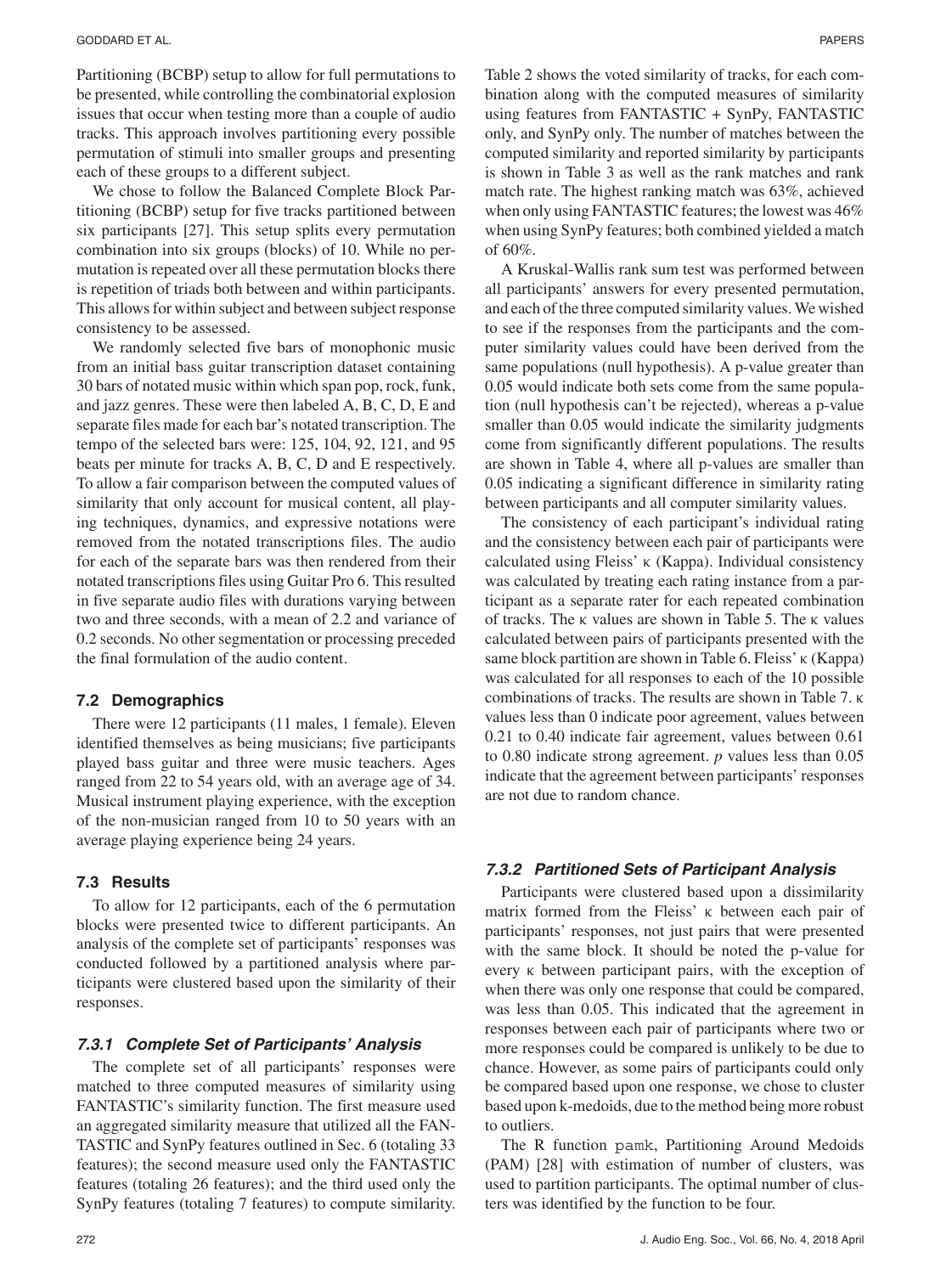Partitioning (BCBP) setup to allow for full permutations to be presented, while controlling the combinatorial explosion issues that occur when testing more than a couple of audio tracks. This approach involves partitioning every possible permutation of stimuli into smaller groups and presenting each of these groups to a different subject.

We chose to follow the Balanced Complete Block Partitioning (BCBP) setup for five tracks partitioned between six participants [27]. This setup splits every permutation combination into six groups (blocks) of 10. While no permutation is repeated over all these permutation blocks there is repetition of triads both between and within participants. This allows for within subject and between subject response consistency to be assessed.

We randomly selected five bars of monophonic music from an initial bass guitar transcription dataset containing 30 bars of notated music within which span pop, rock, funk, and jazz genres. These were then labeled A, B, C, D, E and separate files made for each bar's notated transcription. The tempo of the selected bars were: 125, 104, 92, 121, and 95 beats per minute for tracks A, B, C, D and E respectively. To allow a fair comparison between the computed values of similarity that only account for musical content, all playing techniques, dynamics, and expressive notations were removed from the notated transcriptions files. The audio for each of the separate bars was then rendered from their notated transcriptions files using Guitar Pro 6. This resulted in five separate audio files with durations varying between two and three seconds, with a mean of 2.2 and variance of 0.2 seconds. No other segmentation or processing preceded the final formulation of the audio content.

### 7.2 Demographics

There were 12 participants (11 males, 1 female). Eleven identified themselves as being musicians; five participants played bass guitar and three were music teachers. Ages ranged from 22 to 54 years old, with an average age of 34. Musical instrument playing experience, with the exception of the non-musician ranged from 10 to 50 years with an average playing experience being 24 years.

### 7.3 Results

To allow for 12 participants, each of the 6 permutation blocks were presented twice to different participants. An analysis of the complete set of participants' responses was conducted followed by a partitioned analysis where participants were clustered based upon the similarity of their responses.

#### *7.3.1 Complete Set of Participants' Analysis*

The complete set of all participants' responses were matched to three computed measures of similarity using FANTASTIC's similarity function. The first measure used an aggregated similarity measure that utilized all the FANTASTIC and SynPy features outlined in Sec. 6 (totaling 33 features); the second measure used only the FANTASTIC features (totaling 26 features); and the third used only the SynPy features (totaling 7 features) to compute similarity. Table 2 shows the voted similarity of tracks, for each combination along with the computed measures of similarity using features from FANTASTIC + SynPy, FANTASTIC only, and SynPy only. The number of matches between the computed similarity and reported similarity by participants is shown in Table 3 as well as the rank matches and rank match rate. The highest ranking match was 63%, achieved when only using FANTASTIC features; the lowest was 46% when using SynPy features; both combined yielded a match of 60%.

A Kruskal-Wallis rank sum test was performed between all participants' answers for every presented permutation, and each of the three computed similarity values. We wished to see if the responses from the participants and the computer similarity values could have been derived from the same populations (null hypothesis). A p-value greater than 0.05 would indicate both sets come from the same population (null hypothesis can't be rejected), whereas a p-value smaller than 0.05 would indicate the similarity judgments come from significantly different populations. The results are shown in Table 4, where all p-values are smaller than 0.05 indicating a significant difference in similarity rating between participants and all computer similarity values.

The consistency of each participant's individual rating and the consistency between each pair of participants were calculated using Fleiss' κ (Kappa). Individual consistency was calculated by treating each rating instance from a participant as a separate rater for each repeated combination of tracks. The κ values are shown in Table 5. The κ values calculated between pairs of participants presented with the same block partition are shown in Table 6. Fleiss' κ (Kappa) was calculated for all responses to each of the 10 possible combinations of tracks. The results are shown in Table 7. κ values less than 0 indicate poor agreement, values between 0.21 to 0.40 indicate fair agreement, values between 0.61 to 0.80 indicate strong agreement. *p* values less than 0.05 indicate that the agreement between participants' responses are not due to random chance.

#### *7.3.2 Partitioned Sets of Participant Analysis*

Participants were clustered based upon a dissimilarity matrix formed from the Fleiss' κ between each pair of participants' responses, not just pairs that were presented with the same block. It should be noted the p-value for every κ between participant pairs, with the exception of when there was only one response that could be compared, was less than 0.05. This indicated that the agreement in responses between each pair of participants where two or more responses could be compared is unlikely to be due to chance. However, as some pairs of participants could only be compared based upon one response, we chose to cluster based upon k-medoids, due to the method being more robust to outliers.

The R function `pamk`, Partitioning Around Medoids (PAM) [28] with estimation of number of clusters, was used to partition participants. The optimal number of clusters was identified by the function to be four.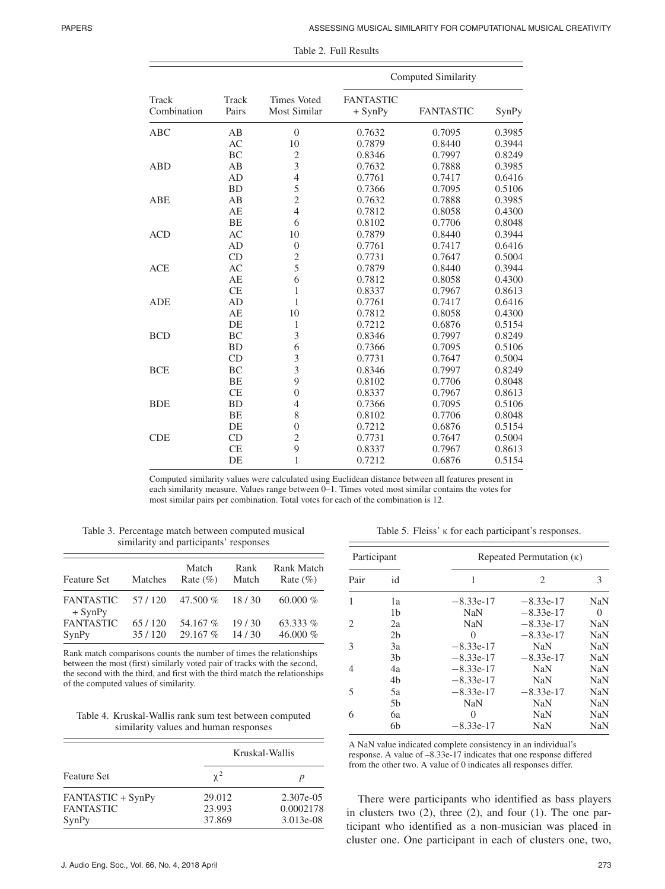Table 2. Full Results

| Track Combination | Track Pairs | Times Voted Most Similar | Computed Similarity | | |
|---|---|---|---|---|---|
| | | | FANTASTIC + SynPy | FANTASTIC | SynPy |
| ABC | AB | 0 | 0.7632 | 0.7095 | 0.3985 |
| | AC | 10 | 0.7879 | 0.8440 | 0.3944 |
| | BC | 2 | 0.8346 | 0.7997 | 0.8249 |
| ABD | AB | 3 | 0.7632 | 0.7888 | 0.3985 |
| | AD | 4 | 0.7761 | 0.7417 | 0.6416 |
| | BD | 5 | 0.7366 | 0.7095 | 0.5106 |
| ABE | AB | 2 | 0.7632 | 0.7888 | 0.3985 |
| | AE | 4 | 0.7812 | 0.8058 | 0.4300 |
| | BE | 6 | 0.8102 | 0.7706 | 0.8048 |
| ACD | AC | 10 | 0.7879 | 0.8440 | 0.3944 |
| | AD | 0 | 0.7761 | 0.7417 | 0.6416 |
| | CD | 2 | 0.7731 | 0.7647 | 0.5004 |
| ACE | AC | 5 | 0.7879 | 0.8440 | 0.3944 |
| | AE | 6 | 0.7812 | 0.8058 | 0.4300 |
| | CE | 1 | 0.8337 | 0.7967 | 0.8613 |
| ADE | AD | 1 | 0.7761 | 0.7417 | 0.6416 |
| | AE | 10 | 0.7812 | 0.8058 | 0.4300 |
| | DE | 1 | 0.7212 | 0.6876 | 0.5154 |
| BCD | BC | 3 | 0.8346 | 0.7997 | 0.8249 |
| | BD | 6 | 0.7366 | 0.7095 | 0.5106 |
| | CD | 3 | 0.7731 | 0.7647 | 0.5004 |
| BCE | BC | 3 | 0.8346 | 0.7997 | 0.8249 |
| | BE | 9 | 0.8102 | 0.7706 | 0.8048 |
| | CE | 0 | 0.8337 | 0.7967 | 0.8613 |
| BDE | BD | 4 | 0.7366 | 0.7095 | 0.5106 |
| | BE | 8 | 0.8102 | 0.7706 | 0.8048 |
| | DE | 0 | 0.7212 | 0.6876 | 0.5154 |
| CDE | CD | 2 | 0.7731 | 0.7647 | 0.5004 |
| | CE | 9 | 0.8337 | 0.7967 | 0.8613 |
| | DE | 1 | 0.7212 | 0.6876 | 0.5154 |

Computed similarity values were calculated using Euclidean distance between all features present in each similarity measure. Values range between 0–1. Times voted most similar contains the votes for most similar pairs per combination. Total votes for each of the combination is 12.

Table 3. Percentage match between computed musical similarity and participants' responses

| Feature Set | Matches | Match Rate (%) | Rank Match | Rank Match Rate (%) |
|---|---|---|---|---|
| FANTASTIC + SynPy | 57 / 120 | 47.500 % | 18 / 30 | 60.000 % |
| FANTASTIC | 65 / 120 | 54.167 % | 19 / 30 | 63.333 % |
| SynPy | 35 / 120 | 29.167 % | 14 / 30 | 46.000 % |

Rank match comparisons counts the number of times the relationships between the most (first) similarly voted pair of tracks with the second, the second with the third, and first with the third match the relationships of the computed values of similarity.

Table 4. Kruskal-Wallis rank sum test between computed similarity values and human responses

| Feature Set | Kruskal-Wallis | |
|---|---|---|
| | $\chi^2$ | $p$ |
| FANTASTIC + SynPy | 29.012 | 2.307e-05 |
| FANTASTIC | 23.993 | 0.0002178 |
| SynPy | 37.869 | 3.013e-08 |

Table 5. Fleiss' κ for each participant's responses.

| Participant | | Repeated Permutation (κ) | | |
|---|---|---|---|---|
| Pair | id | 1 | 2 | 3 |
| 1 | 1a | −8.33e-17 | −8.33e-17 | NaN |
| | 1b | NaN | −8.33e-17 | 0 |
| 2 | 2a | NaN | −8.33e-17 | NaN |
| | 2b | 0 | −8.33e-17 | NaN |
| 3 | 3a | −8.33e-17 | NaN | NaN |
| | 3b | −8.33e-17 | −8.33e-17 | NaN |
| 4 | 4a | −8.33e-17 | NaN | NaN |
| | 4b | −8.33e-17 | NaN | NaN |
| 5 | 5a | −8.33e-17 | −8.33e-17 | NaN |
| | 5b | NaN | NaN | NaN |
| 6 | 6a | 0 | NaN | NaN |
| | 6b | −8.33e-17 | NaN | NaN |

A NaN value indicated complete consistency in an individual's response. A value of –8.33e-17 indicates that one response differed from the other two. A value of 0 indicates all responses differ.

There were participants who identified as bass players in clusters two (2), three (2), and four (1). The one participant who identified as a non-musician was placed in cluster one. One participant in each of clusters one, two,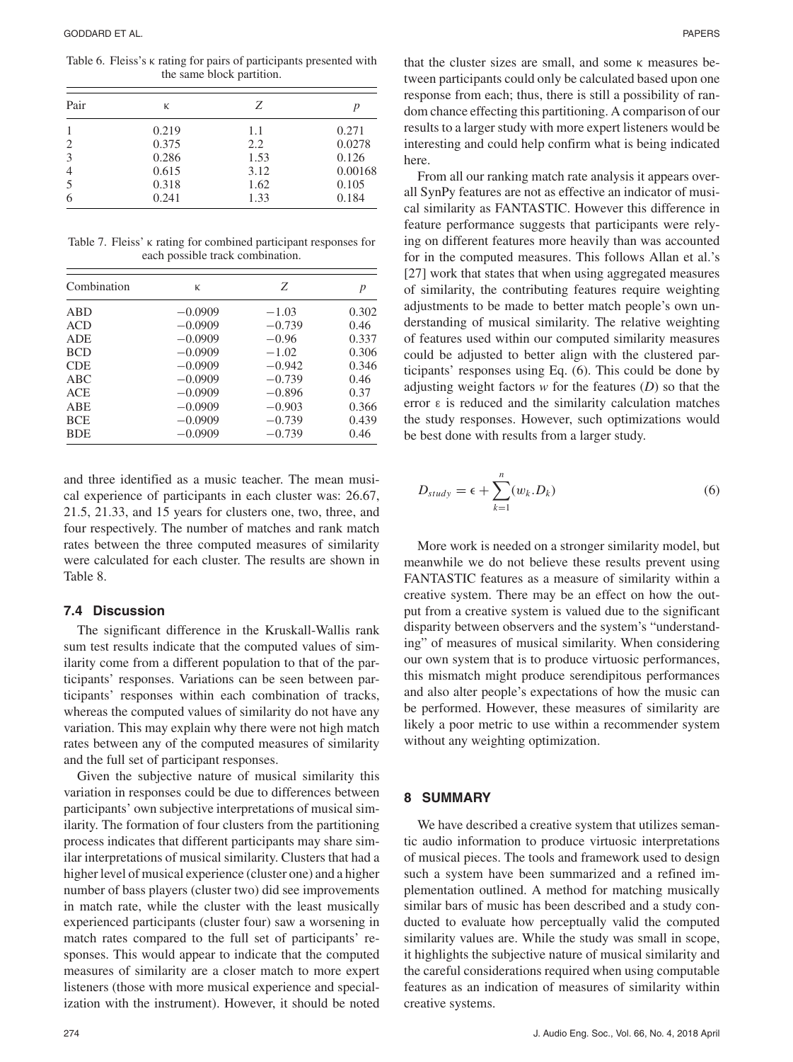Table 6. Fleiss's κ rating for pairs of participants presented with the same block partition.

| Pair | κ | Z | p |
|---|---|---|---|
| 1 | 0.219 | 1.1 | 0.271 |
| 2 | 0.375 | 2.2 | 0.0278 |
| 3 | 0.286 | 1.53 | 0.126 |
| 4 | 0.615 | 3.12 | 0.00168 |
| 5 | 0.318 | 1.62 | 0.105 |
| 6 | 0.241 | 1.33 | 0.184 |

Table 7. Fleiss' κ rating for combined participant responses for each possible track combination.

| Combination | κ | Z | p |
|---|---|---|---|
| ABD | −0.0909 | −1.03 | 0.302 |
| ACD | −0.0909 | −0.739 | 0.46 |
| ADE | −0.0909 | −0.96 | 0.337 |
| BCD | −0.0909 | −1.02 | 0.306 |
| CDE | −0.0909 | −0.942 | 0.346 |
| ABC | −0.0909 | −0.739 | 0.46 |
| ACE | −0.0909 | −0.896 | 0.37 |
| ABE | −0.0909 | −0.903 | 0.366 |
| BCE | −0.0909 | −0.739 | 0.439 |
| BDE | −0.0909 | −0.739 | 0.46 |

and three identified as a music teacher. The mean musical experience of participants in each cluster was: 26.67, 21.5, 21.33, and 15 years for clusters one, two, three, and four respectively. The number of matches and rank match rates between the three computed measures of similarity were calculated for each cluster. The results are shown in Table 8.

### 7.4 Discussion

The significant difference in the Kruskall-Wallis rank sum test results indicate that the computed values of similarity come from a different population to that of the participants' responses. Variations can be seen between participants' responses within each combination of tracks, whereas the computed values of similarity do not have any variation. This may explain why there were not high match rates between any of the computed measures of similarity and the full set of participant responses.

Given the subjective nature of musical similarity this variation in responses could be due to differences between participants' own subjective interpretations of musical similarity. The formation of four clusters from the partitioning process indicates that different participants may share similar interpretations of musical similarity. Clusters that had a higher level of musical experience (cluster one) and a higher number of bass players (cluster two) did see improvements in match rate, while the cluster with the least musically experienced participants (cluster four) saw a worsening in match rates compared to the full set of participants' responses. This would appear to indicate that the computed measures of similarity are a closer match to more expert listeners (those with more musical experience and specialization with the instrument). However, it should be noted that the cluster sizes are small, and some κ measures between participants could only be calculated based upon one response from each; thus, there is still a possibility of random chance effecting this partitioning. A comparison of our results to a larger study with more expert listeners would be interesting and could help confirm what is being indicated here.

From all our ranking match rate analysis it appears overall SynPy features are not as effective an indicator of musical similarity as FANTASTIC. However this difference in feature performance suggests that participants were relying on different features more heavily than was accounted for in the computed measures. This follows Allan et al.'s [27] work that states that when using aggregated measures of similarity, the contributing features require weighting adjustments to be made to better match people's own understanding of musical similarity. The relative weighting of features used within our computed similarity measures could be adjusted to better align with the clustered participants' responses using Eq. (6). This could be done by adjusting weight factors $w$ for the features ($D$) so that the error ε is reduced and the similarity calculation matches the study responses. However, such optimizations would be best done with results from a larger study.

$$D_{study} = \epsilon + \sum_{k=1}^{n}(w_k.D_k) \tag{6}$$

More work is needed on a stronger similarity model, but meanwhile we do not believe these results prevent using FANTASTIC features as a measure of similarity within a creative system. There may be an effect on how the output from a creative system is valued due to the significant disparity between observers and the system's "understanding" of measures of musical similarity. When considering our own system that is to produce virtuosic performances, this mismatch might produce serendipitous performances and also alter people's expectations of how the music can be performed. However, these measures of similarity are likely a poor metric to use within a recommender system without any weighting optimization.

## 8 SUMMARY

We have described a creative system that utilizes semantic audio information to produce virtuosic interpretations of musical pieces. The tools and framework used to design such a system have been summarized and a refined implementation outlined. A method for matching musically similar bars of music has been described and a study conducted to evaluate how perceptually valid the computed similarity values are. While the study was small in scope, it highlights the subjective nature of musical similarity and the careful considerations required when using computable features as an indication of measures of similarity within creative systems.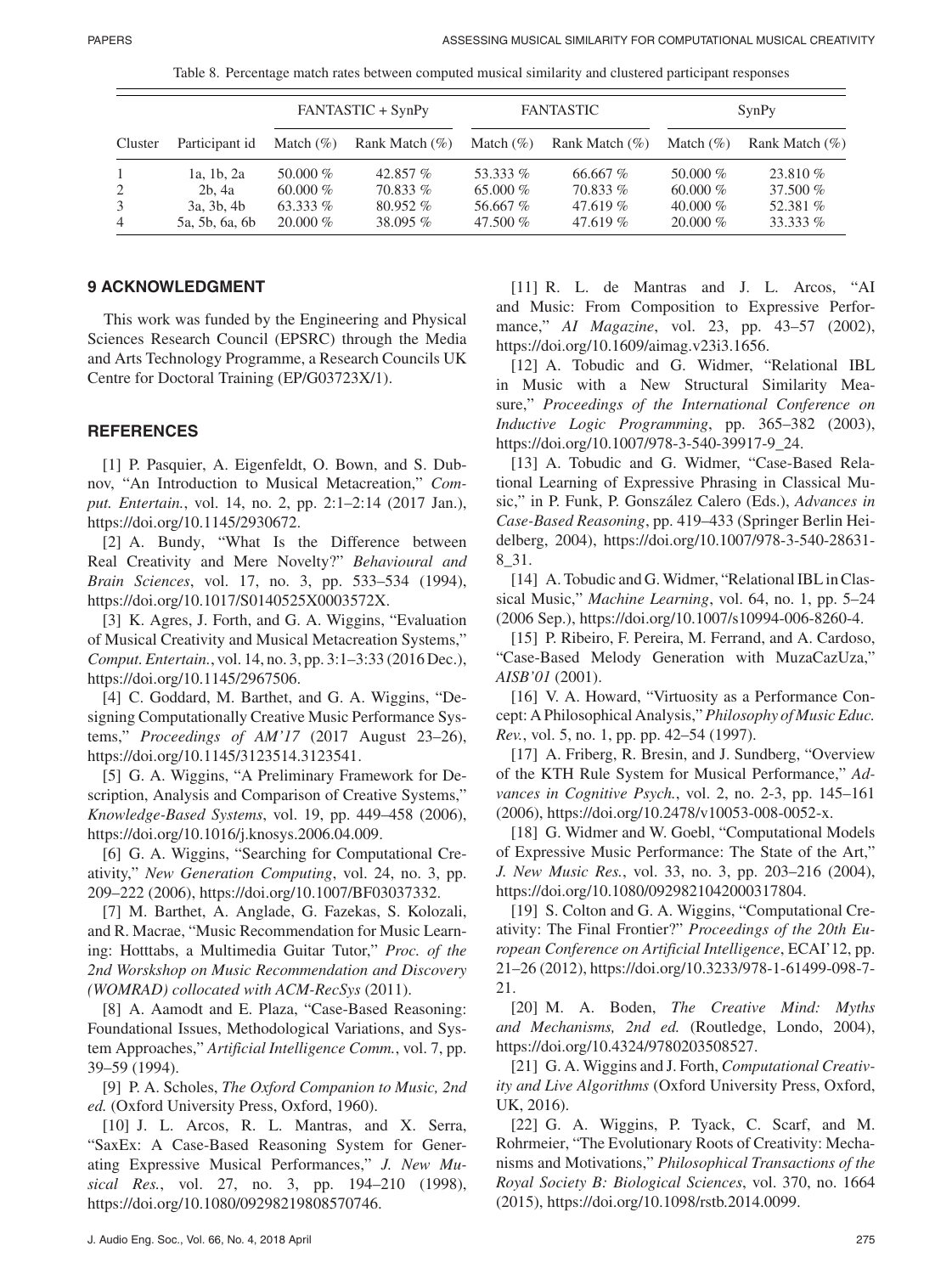Table 8. Percentage match rates between computed musical similarity and clustered participant responses

| | | FANTASTIC + SynPy | | FANTASTIC | | SynPy | |
|---|---|---|---|---|---|---|---|
| Cluster | Participant id | Match (%) | Rank Match (%) | Match (%) | Rank Match (%) | Match (%) | Rank Match (%) |
| 1 | 1a, 1b, 2a | 50.000 % | 42.857 % | 53.333 % | 66.667 % | 50.000 % | 23.810 % |
| 2 | 2b, 4a | 60.000 % | 70.833 % | 65.000 % | 70.833 % | 60.000 % | 37.500 % |
| 3 | 3a, 3b, 4b | 63.333 % | 80.952 % | 56.667 % | 47.619 % | 40.000 % | 52.381 % |
| 4 | 5a, 5b, 6a, 6b | 20.000 % | 38.095 % | 47.500 % | 47.619 % | 20.000 % | 33.333 % |

## 9 ACKNOWLEDGMENT

This work was funded by the Engineering and Physical Sciences Research Council (EPSRC) through the Media and Arts Technology Programme, a Research Councils UK Centre for Doctoral Training (EP/G03723X/1).

## REFERENCES

[1] P. Pasquier, A. Eigenfeldt, O. Bown, and S. Dubnov, "An Introduction to Musical Metacreation," *Comput. Entertain.*, vol. 14, no. 2, pp. 2:1–2:14 (2017 Jan.), https://doi.org/10.1145/2930672.

[2] A. Bundy, "What Is the Difference between Real Creativity and Mere Novelty?" *Behavioural and Brain Sciences*, vol. 17, no. 3, pp. 533–534 (1994), https://doi.org/10.1017/S0140525X0003572X.

[3] K. Agres, J. Forth, and G. A. Wiggins, "Evaluation of Musical Creativity and Musical Metacreation Systems," *Comput. Entertain.*, vol. 14, no. 3, pp. 3:1–3:33 (2016 Dec.), https://doi.org/10.1145/2967506.

[4] C. Goddard, M. Barthet, and G. A. Wiggins, "Designing Computationally Creative Music Performance Systems," *Proceedings of AM'17* (2017 August 23–26), https://doi.org/10.1145/3123514.3123541.

[5] G. A. Wiggins, "A Preliminary Framework for Description, Analysis and Comparison of Creative Systems," *Knowledge-Based Systems*, vol. 19, pp. 449–458 (2006), https://doi.org/10.1016/j.knosys.2006.04.009.

[6] G. A. Wiggins, "Searching for Computational Creativity," *New Generation Computing*, vol. 24, no. 3, pp. 209–222 (2006), https://doi.org/10.1007/BF03037332.

[7] M. Barthet, A. Anglade, G. Fazekas, S. Kolozali, and R. Macrae, "Music Recommendation for Music Learning: Hotttabs, a Multimedia Guitar Tutor," *Proc. of the 2nd Worskshop on Music Recommendation and Discovery (WOMRAD) collocated with ACM-RecSys* (2011).

[8] A. Aamodt and E. Plaza, "Case-Based Reasoning: Foundational Issues, Methodological Variations, and System Approaches," *Artificial Intelligence Comm.*, vol. 7, pp. 39–59 (1994).

[9] P. A. Scholes, *The Oxford Companion to Music, 2nd ed.* (Oxford University Press, Oxford, 1960).

[10] J. L. Arcos, R. L. Mantras, and X. Serra, "SaxEx: A Case-Based Reasoning System for Generating Expressive Musical Performances," *J. New Musical Res.*, vol. 27, no. 3, pp. 194–210 (1998), https://doi.org/10.1080/09298219808570746.

[11] R. L. de Mantras and J. L. Arcos, "AI and Music: From Composition to Expressive Performance," *AI Magazine*, vol. 23, pp. 43–57 (2002), https://doi.org/10.1609/aimag.v23i3.1656.

[12] A. Tobudic and G. Widmer, "Relational IBL in Music with a New Structural Similarity Measure," *Proceedings of the International Conference on Inductive Logic Programming*, pp. 365–382 (2003), https://doi.org/10.1007/978-3-540-39917-9_24.

[13] A. Tobudic and G. Widmer, "Case-Based Relational Learning of Expressive Phrasing in Classical Music," in P. Funk, P. Gonszález Calero (Eds.), *Advances in Case-Based Reasoning*, pp. 419–433 (Springer Berlin Heidelberg, 2004), https://doi.org/10.1007/978-3-540-28631-8_31.

[14] A. Tobudic and G. Widmer, "Relational IBL in Classical Music," *Machine Learning*, vol. 64, no. 1, pp. 5–24 (2006 Sep.), https://doi.org/10.1007/s10994-006-8260-4.

[15] P. Ribeiro, F. Pereira, M. Ferrand, and A. Cardoso, "Case-Based Melody Generation with MuzaCazUza," *AISB'01* (2001).

[16] V. A. Howard, "Virtuosity as a Performance Concept: A Philosophical Analysis," *Philosophy of Music Educ. Rev.*, vol. 5, no. 1, pp. pp. 42–54 (1997).

[17] A. Friberg, R. Bresin, and J. Sundberg, "Overview of the KTH Rule System for Musical Performance," *Advances in Cognitive Psych.*, vol. 2, no. 2-3, pp. 145–161 (2006), https://doi.org/10.2478/v10053-008-0052-x.

[18] G. Widmer and W. Goebl, "Computational Models of Expressive Music Performance: The State of the Art," *J. New Music Res.*, vol. 33, no. 3, pp. 203–216 (2004), https://doi.org/10.1080/0929821042000317804.

[19] S. Colton and G. A. Wiggins, "Computational Creativity: The Final Frontier?" *Proceedings of the 20th European Conference on Artificial Intelligence*, ECAI'12, pp. 21–26 (2012), https://doi.org/10.3233/978-1-61499-098-7-21.

[20] M. A. Boden, *The Creative Mind: Myths and Mechanisms, 2nd ed.* (Routledge, Londo, 2004), https://doi.org/10.4324/9780203508527.

[21] G. A. Wiggins and J. Forth, *Computational Creativity and Live Algorithms* (Oxford University Press, Oxford, UK, 2016).

[22] G. A. Wiggins, P. Tyack, C. Scarf, and M. Rohrmeier, "The Evolutionary Roots of Creativity: Mechanisms and Motivations," *Philosophical Transactions of the Royal Society B: Biological Sciences*, vol. 370, no. 1664 (2015), https://doi.org/10.1098/rstb.2014.0099.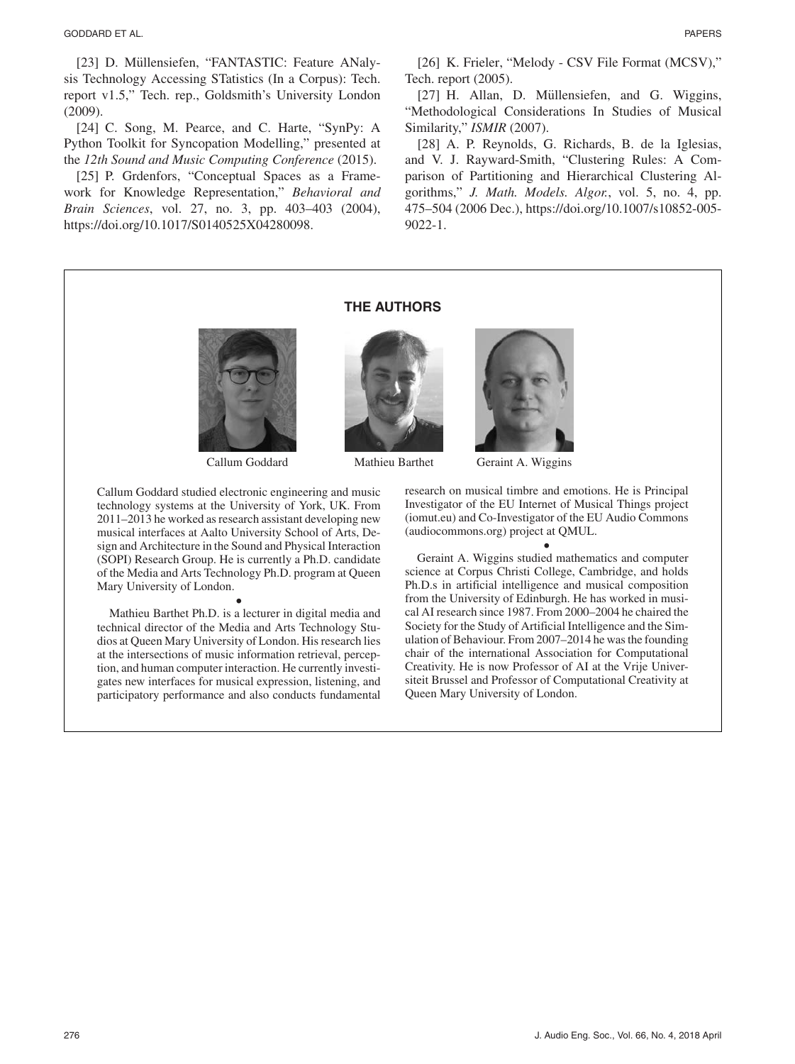[23] D. Müllensiefen, "FANTASTIC: Feature ANalysis Technology Accessing STatistics (In a Corpus): Tech. report v1.5," Tech. rep., Goldsmith's University London (2009).

[24] C. Song, M. Pearce, and C. Harte, "SynPy: A Python Toolkit for Syncopation Modelling," presented at the *12th Sound and Music Computing Conference* (2015).

[25] P. Grdenfors, "Conceptual Spaces as a Framework for Knowledge Representation," *Behavioral and Brain Sciences*, vol. 27, no. 3, pp. 403–403 (2004), https://doi.org/10.1017/S0140525X04280098.

[26] K. Frieler, "Melody - CSV File Format (MCSV)," Tech. report (2005).

[27] H. Allan, D. Müllensiefen, and G. Wiggins, "Methodological Considerations In Studies of Musical Similarity," *ISMIR* (2007).

[28] A. P. Reynolds, G. Richards, B. de la Iglesias, and V. J. Rayward-Smith, "Clustering Rules: A Comparison of Partitioning and Hierarchical Clustering Algorithms," *J. Math. Models. Algor.*, vol. 5, no. 4, pp. 475–504 (2006 Dec.), https://doi.org/10.1007/s10852-005-9022-1.

## THE AUTHORS

Callum Goddard

Mathieu Barthet

Geraint A. Wiggins

Callum Goddard studied electronic engineering and music technology systems at the University of York, UK. From 2011–2013 he worked as research assistant developing new musical interfaces at Aalto University School of Arts, Design and Architecture in the Sound and Physical Interaction (SOPI) Research Group. He is currently a Ph.D. candidate of the Media and Arts Technology Ph.D. program at Queen Mary University of London.

•

Mathieu Barthet Ph.D. is a lecturer in digital media and technical director of the Media and Arts Technology Studios at Queen Mary University of London. His research lies at the intersections of music information retrieval, perception, and human computer interaction. He currently investigates new interfaces for musical expression, listening, and participatory performance and also conducts fundamental research on musical timbre and emotions. He is Principal Investigator of the EU Internet of Musical Things project (iomut.eu) and Co-Investigator of the EU Audio Commons (audiocommons.org) project at QMUL.

•

Geraint A. Wiggins studied mathematics and computer science at Corpus Christi College, Cambridge, and holds Ph.D.s in artificial intelligence and musical composition from the University of Edinburgh. He has worked in musical AI research since 1987. From 2000–2004 he chaired the Society for the Study of Artificial Intelligence and the Simulation of Behaviour. From 2007–2014 he was the founding chair of the international Association for Computational Creativity. He is now Professor of AI at the Vrije Universiteit Brussel and Professor of Computational Creativity at Queen Mary University of London.